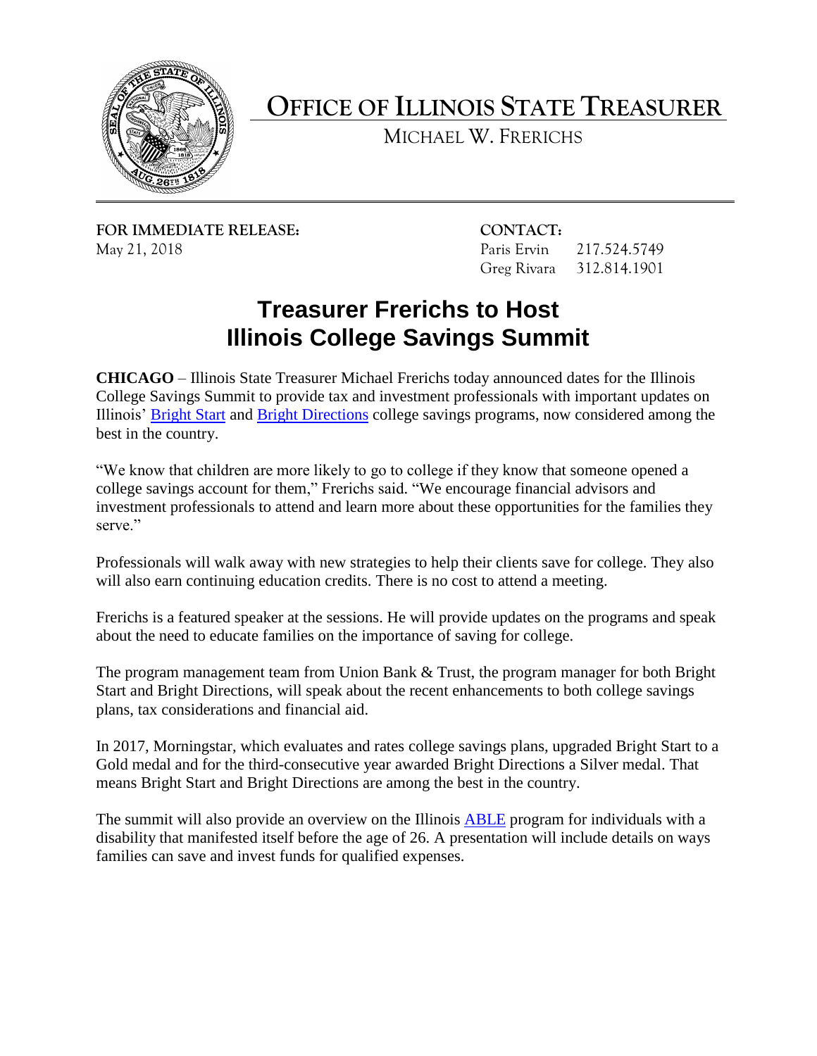# OFFICE OF ILLINOIS STATE TREASURER

MICHAEL W. FRERICHS

**FOR IMMEDIATE RELEASE:**
May 21, 2018

**CONTACT:**
Paris Ervin 217.524.5749
Greg Rivara 312.814.1901

## Treasurer Frerichs to Host Illinois College Savings Summit

**CHICAGO** – Illinois State Treasurer Michael Frerichs today announced dates for the Illinois College Savings Summit to provide tax and investment professionals with important updates on Illinois' Bright Start and Bright Directions college savings programs, now considered among the best in the country.

"We know that children are more likely to go to college if they know that someone opened a college savings account for them," Frerichs said. "We encourage financial advisors and investment professionals to attend and learn more about these opportunities for the families they serve."

Professionals will walk away with new strategies to help their clients save for college. They also will also earn continuing education credits. There is no cost to attend a meeting.

Frerichs is a featured speaker at the sessions. He will provide updates on the programs and speak about the need to educate families on the importance of saving for college.

The program management team from Union Bank & Trust, the program manager for both Bright Start and Bright Directions, will speak about the recent enhancements to both college savings plans, tax considerations and financial aid.

In 2017, Morningstar, which evaluates and rates college savings plans, upgraded Bright Start to a Gold medal and for the third-consecutive year awarded Bright Directions a Silver medal. That means Bright Start and Bright Directions are among the best in the country.

The summit will also provide an overview on the Illinois ABLE program for individuals with a disability that manifested itself before the age of 26. A presentation will include details on ways families can save and invest funds for qualified expenses.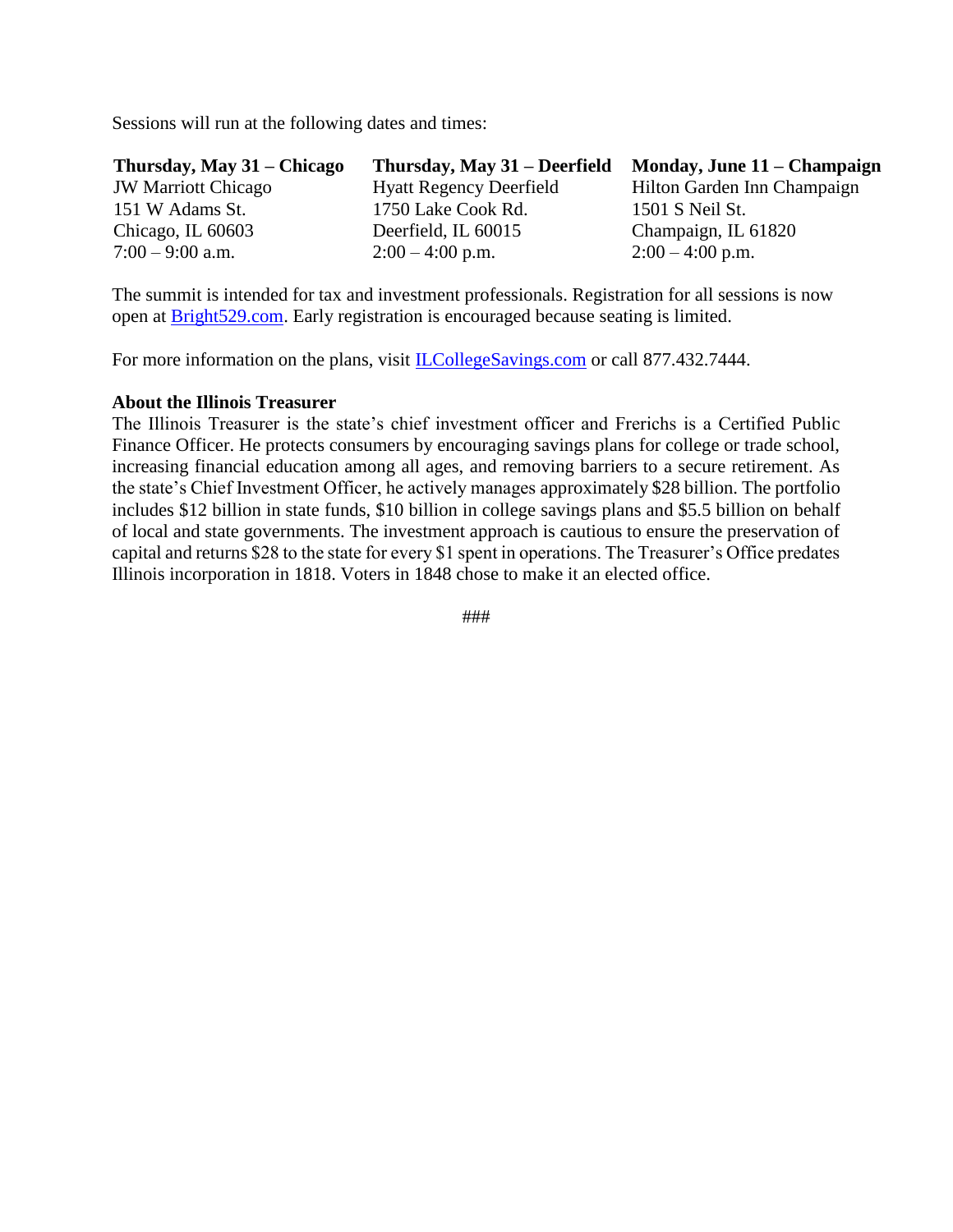Sessions will run at the following dates and times:

| Thursday, May 31 – Chicago | Thursday, May 31 – Deerfield | Monday, June 11 – Champaign |
|---|---|---|
| JW Marriott Chicago | Hyatt Regency Deerfield | Hilton Garden Inn Champaign |
| 151 W Adams St. | 1750 Lake Cook Rd. | 1501 S Neil St. |
| Chicago, IL 60603 | Deerfield, IL 60015 | Champaign, IL 61820 |
| 7:00 – 9:00 a.m. | 2:00 – 4:00 p.m. | 2:00 – 4:00 p.m. |

The summit is intended for tax and investment professionals. Registration for all sessions is now open at Bright529.com. Early registration is encouraged because seating is limited.

For more information on the plans, visit ILCollegeSavings.com or call 877.432.7444.

**About the Illinois Treasurer**

The Illinois Treasurer is the state's chief investment officer and Frerichs is a Certified Public Finance Officer. He protects consumers by encouraging savings plans for college or trade school, increasing financial education among all ages, and removing barriers to a secure retirement. As the state's Chief Investment Officer, he actively manages approximately $28 billion. The portfolio includes $12 billion in state funds, $10 billion in college savings plans and $5.5 billion on behalf of local and state governments. The investment approach is cautious to ensure the preservation of capital and returns $28 to the state for every $1 spent in operations. The Treasurer's Office predates Illinois incorporation in 1818. Voters in 1848 chose to make it an elected office.

###